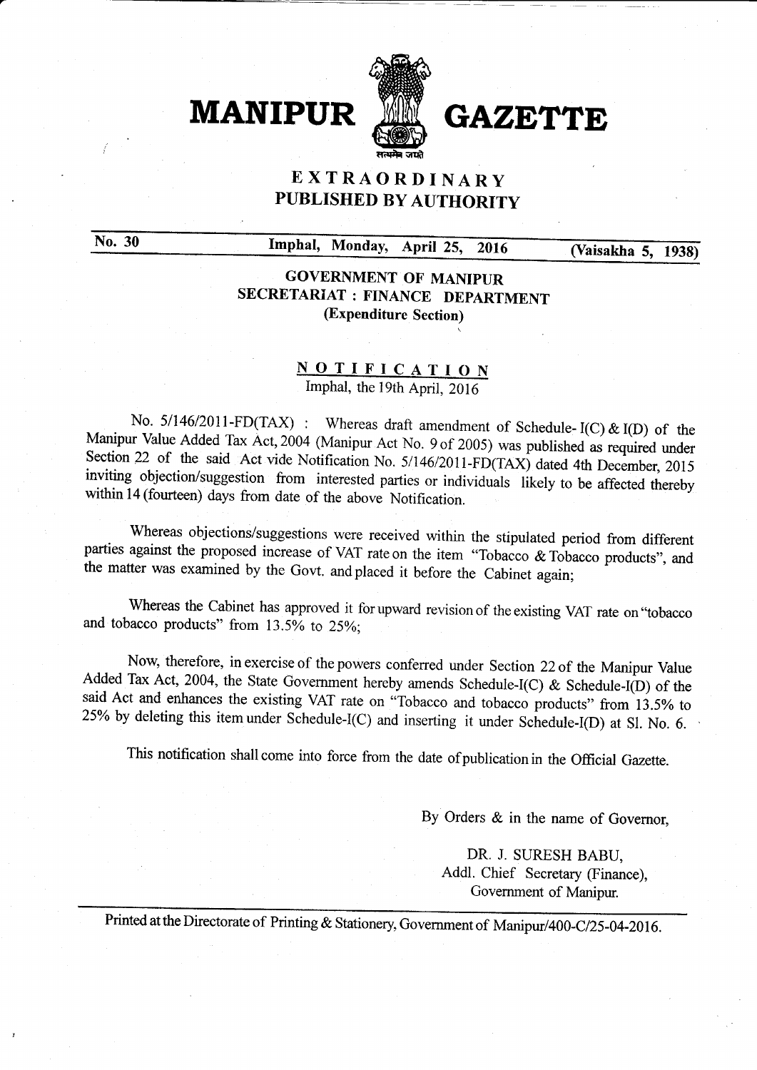# MANIPUR GAZETTE

## EXTRAORDINARY
## PUBLISHED BY AUTHORITY

**No. 30** **Imphal, Monday, April 25, 2016** **(Vaisakha 5, 1938)**

### GOVERNMENT OF MANIPUR
### SECRETARIAT : FINANCE DEPARTMENT
### (Expenditure Section)

## NOTIFICATION

Imphal, the 19th April, 2016

No. 5/146/2011-FD(TAX) : Whereas draft amendment of Schedule- I(C) & I(D) of the Manipur Value Added Tax Act, 2004 (Manipur Act No. 9 of 2005) was published as required under Section 22 of the said Act vide Notification No. 5/146/2011-FD(TAX) dated 4th December, 2015 inviting objection/suggestion from interested parties or individuals likely to be affected thereby within 14 (fourteen) days from date of the above Notification.

Whereas objections/suggestions were received within the stipulated period from different parties against the proposed increase of VAT rate on the item "Tobacco & Tobacco products", and the matter was examined by the Govt. and placed it before the Cabinet again;

Whereas the Cabinet has approved it for upward revision of the existing VAT rate on "tobacco and tobacco products" from 13.5% to 25%;

Now, therefore, in exercise of the powers conferred under Section 22 of the Manipur Value Added Tax Act, 2004, the State Government hereby amends Schedule-I(C) & Schedule-I(D) of the said Act and enhances the existing VAT rate on "Tobacco and tobacco products" from 13.5% to 25% by deleting this item under Schedule-I(C) and inserting it under Schedule-I(D) at Sl. No. 6.

This notification shall come into force from the date of publication in the Official Gazette.

By Orders & in the name of Governor,

DR. J. SURESH BABU,
Addl. Chief Secretary (Finance),
Government of Manipur.

Printed at the Directorate of Printing & Stationery, Government of Manipur/400-C/25-04-2016.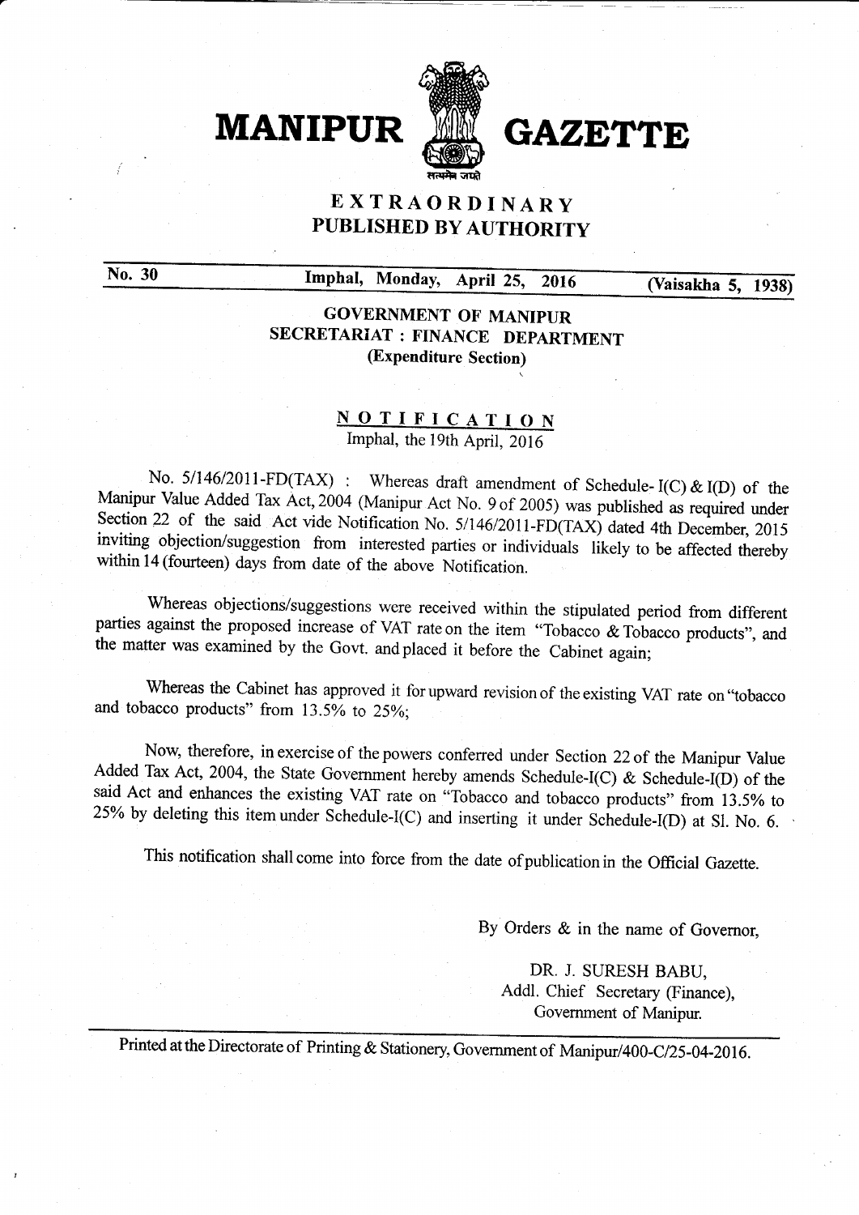# MANIPUR GAZETTE

**EXTRAORDINARY**
**PUBLISHED BY AUTHORITY**

**No. 30** | **Imphal, Monday, April 25, 2016** | **(Vaisakha 5, 1938)**

## GOVERNMENT OF MANIPUR
## SECRETARIAT : FINANCE DEPARTMENT
### (Expenditure Section)

### NOTIFICATION

Imphal, the 19th April, 2016

No. 5/146/2011-FD(TAX) : Whereas draft amendment of Schedule- I(C) & I(D) of the Manipur Value Added Tax Act, 2004 (Manipur Act No. 9 of 2005) was published as required under Section 22 of the said Act vide Notification No. 5/146/2011-FD(TAX) dated 4th December, 2015 inviting objection/suggestion from interested parties or individuals likely to be affected thereby within 14 (fourteen) days from date of the above Notification.

Whereas objections/suggestions were received within the stipulated period from different parties against the proposed increase of VAT rate on the item "Tobacco & Tobacco products", and the matter was examined by the Govt. and placed it before the Cabinet again;

Whereas the Cabinet has approved it for upward revision of the existing VAT rate on "tobacco and tobacco products" from 13.5% to 25%;

Now, therefore, in exercise of the powers conferred under Section 22 of the Manipur Value Added Tax Act, 2004, the State Government hereby amends Schedule-I(C) & Schedule-I(D) of the said Act and enhances the existing VAT rate on "Tobacco and tobacco products" from 13.5% to 25% by deleting this item under Schedule-I(C) and inserting it under Schedule-I(D) at Sl. No. 6.

This notification shall come into force from the date of publication in the Official Gazette.

By Orders & in the name of Governor,

DR. J. SURESH BABU,
Addl. Chief Secretary (Finance),
Government of Manipur.

Printed at the Directorate of Printing & Stationery, Government of Manipur/400-C/25-04-2016.